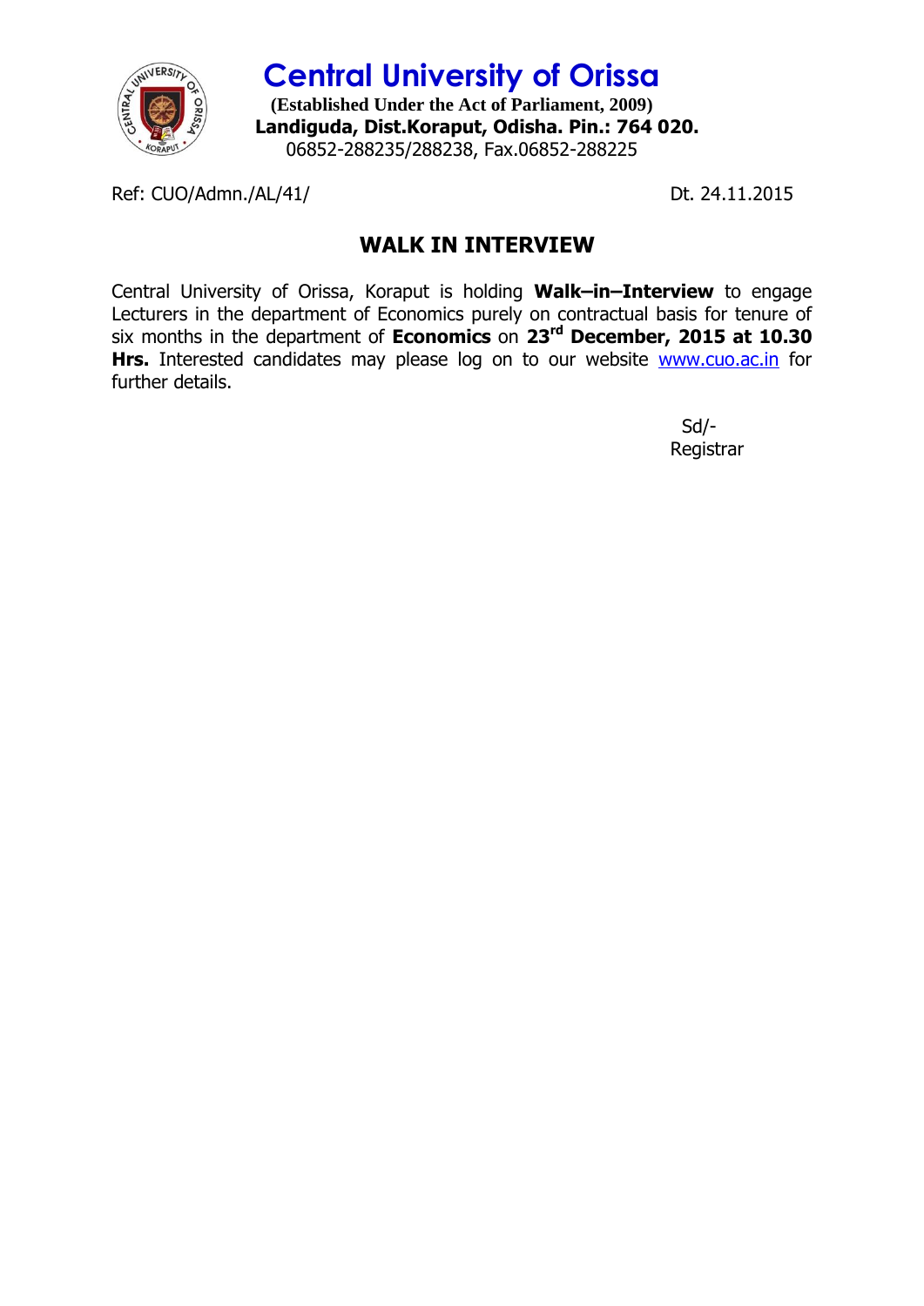# Central University of Orissa

**(Established Under the Act of Parliament, 2009)**
**Landiguda, Dist.Koraput, Odisha. Pin.: 764 020.**
06852-288235/288238, Fax.06852-288225

Ref: CUO/Admn./AL/41/ Dt. 24.11.2015

## WALK IN INTERVIEW

Central University of Orissa, Koraput is holding **Walk–in–Interview** to engage Lecturers in the department of Economics purely on contractual basis for tenure of six months in the department of **Economics** on **23rd December, 2015 at 10.30 Hrs.** Interested candidates may please log on to our website www.cuo.ac.in for further details.

Sd/-
Registrar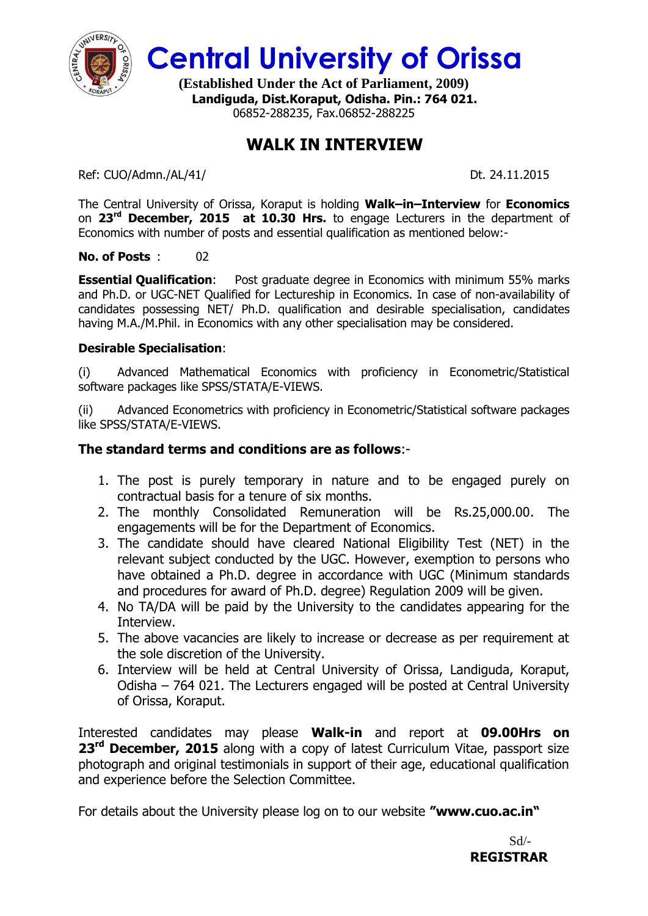# Central University of Orissa

**(Established Under the Act of Parliament, 2009)**
**Landiguda, Dist.Koraput, Odisha. Pin.: 764 021.**
06852-288235, Fax.06852-288225

## WALK IN INTERVIEW

Ref: CUO/Admn./AL/41/ Dt. 24.11.2015

The Central University of Orissa, Koraput is holding **Walk–in–Interview** for **Economics** on **23rd December, 2015 at 10.30 Hrs.** to engage Lecturers in the department of Economics with number of posts and essential qualification as mentioned below:-

**No. of Posts** : 02

**Essential Qualification**: Post graduate degree in Economics with minimum 55% marks and Ph.D. or UGC-NET Qualified for Lectureship in Economics. In case of non-availability of candidates possessing NET/ Ph.D. qualification and desirable specialisation, candidates having M.A./M.Phil. in Economics with any other specialisation may be considered.

**Desirable Specialisation**:

(i) Advanced Mathematical Economics with proficiency in Econometric/Statistical software packages like SPSS/STATA/E-VIEWS.

(ii) Advanced Econometrics with proficiency in Econometric/Statistical software packages like SPSS/STATA/E-VIEWS.

**The standard terms and conditions are as follows**:-

1. The post is purely temporary in nature and to be engaged purely on contractual basis for a tenure of six months.
2. The monthly Consolidated Remuneration will be Rs.25,000.00. The engagements will be for the Department of Economics.
3. The candidate should have cleared National Eligibility Test (NET) in the relevant subject conducted by the UGC. However, exemption to persons who have obtained a Ph.D. degree in accordance with UGC (Minimum standards and procedures for award of Ph.D. degree) Regulation 2009 will be given.
4. No TA/DA will be paid by the University to the candidates appearing for the Interview.
5. The above vacancies are likely to increase or decrease as per requirement at the sole discretion of the University.
6. Interview will be held at Central University of Orissa, Landiguda, Koraput, Odisha – 764 021. The Lecturers engaged will be posted at Central University of Orissa, Koraput.

Interested candidates may please **Walk-in** and report at **09.00Hrs on 23rd December, 2015** along with a copy of latest Curriculum Vitae, passport size photograph and original testimonials in support of their age, educational qualification and experience before the Selection Committee.

For details about the University please log on to our website **"www.cuo.ac.in"**

Sd/-
**REGISTRAR**